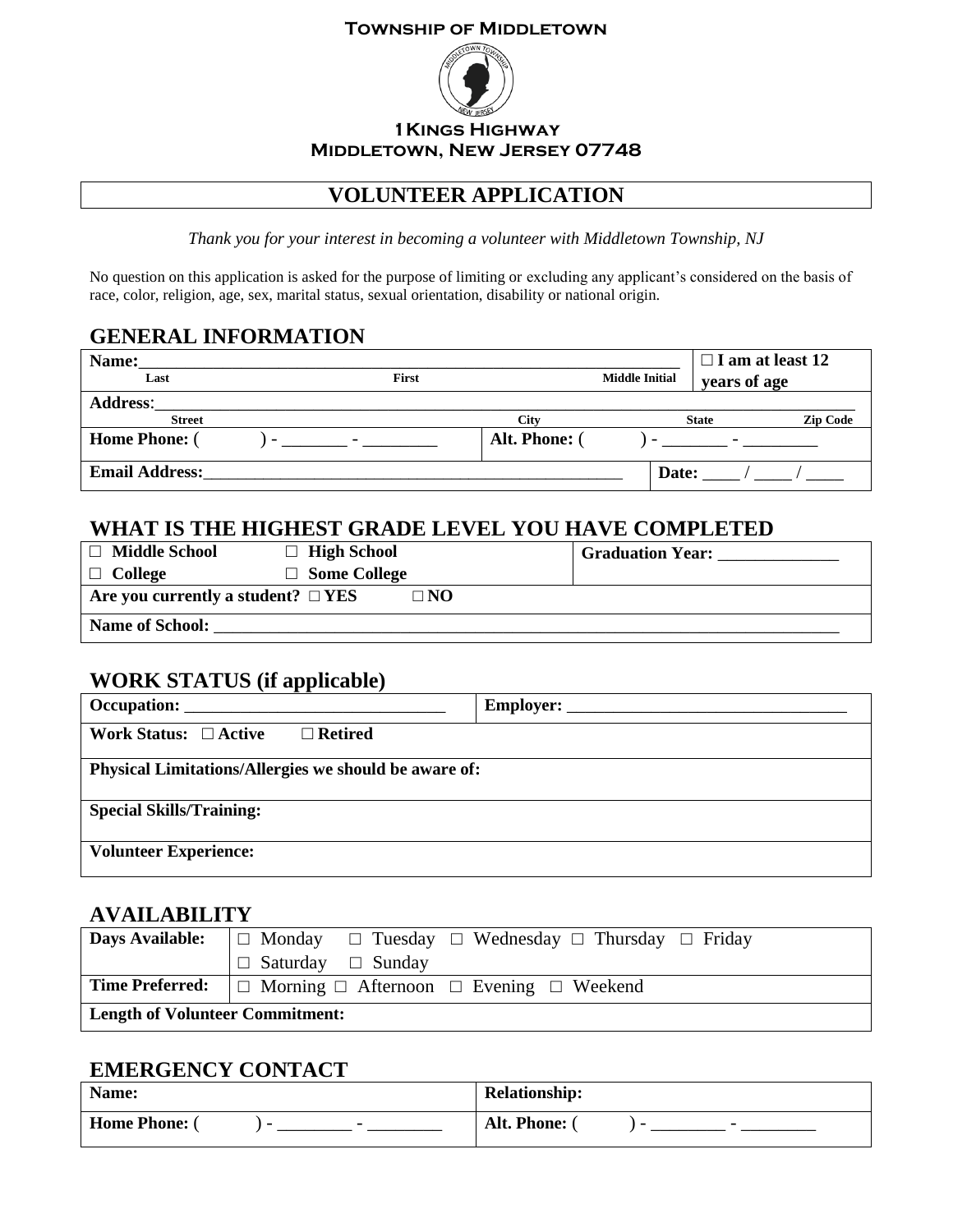**Township of Middletown**

**1 Kings Highway**
**Middletown, New Jersey 07748**

# VOLUNTEER APPLICATION

*Thank you for your interest in becoming a volunteer with Middletown Township, NJ*

No question on this application is asked for the purpose of limiting or excluding any applicant's considered on the basis of race, color, religion, age, sex, marital status, sexual orientation, disability or national origin.

## GENERAL INFORMATION

| **Name:** ______________________ Last / First / Middle Initial | | ☐ **I am at least 12 years of age** |
|---|---|---|
| **Address:** ______________________ Street / City / State / Zip Code | | |
| **Home Phone:** (     ) - _______ - ________ | **Alt. Phone:** (     ) - _______ - ________ | |
| **Email Address:** ______________________ | | **Date:** ____ / ____ / ____ |

## WHAT IS THE HIGHEST GRADE LEVEL YOU HAVE COMPLETED

| ☐ **Middle School** ☐ **High School** ☐ **College** ☐ **Some College** | **Graduation Year:** _____________ |
|---|---|
| **Are you currently a student?** ☐ **YES** ☐ **NO** | |
| **Name of School:** ______________________ | |

## WORK STATUS (if applicable)

| **Occupation:** ______________________ | **Employer:** ______________________ |
|---|---|
| **Work Status:** ☐ **Active** ☐ **Retired** | |
| **Physical Limitations/Allergies we should be aware of:** | |
| **Special Skills/Training:** | |
| **Volunteer Experience:** | |

## AVAILABILITY

| **Days Available:** | ☐ Monday ☐ Tuesday ☐ Wednesday ☐ Thursday ☐ Friday ☐ Saturday ☐ Sunday |
|---|---|
| **Time Preferred:** | ☐ Morning ☐ Afternoon ☐ Evening ☐ Weekend |
| **Length of Volunteer Commitment:** | |

## EMERGENCY CONTACT

| **Name:** | **Relationship:** |
|---|---|
| **Home Phone:** (     ) - ________ - ________ | **Alt. Phone:** (     ) - ________ - ________ |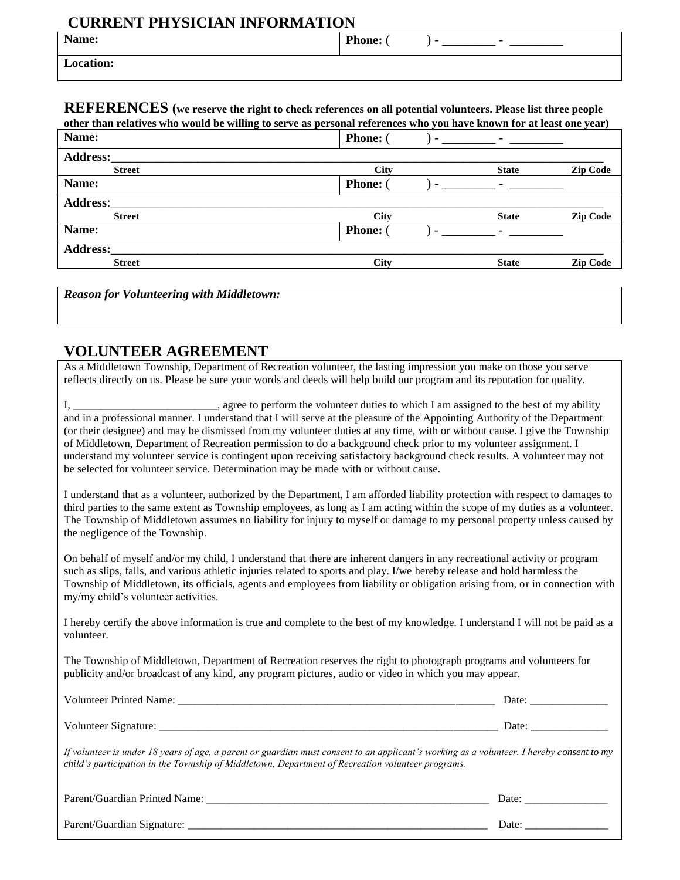## CURRENT PHYSICIAN INFORMATION

| | |
|---|---|
| **Name:** | **Phone:** (      ) - ________ - ________ |
| **Location:** | |

## REFERENCES (we reserve the right to check references on all potential volunteers. Please list three people other than relatives who would be willing to serve as personal references who you have known for at least one year)

| | | | |
|---|---|---|---|
| **Name:** | **Phone:** (      ) - ________ - ________ | | |
| **Address:** **Street** | **City** | **State** | **Zip Code** |
| **Name:** | **Phone:** (      ) - ________ - ________ | | |
| **Address:** **Street** | **City** | **State** | **Zip Code** |
| **Name:** | **Phone:** (      ) - ________ - ________ | | |
| **Address:** **Street** | **City** | **State** | **Zip Code** |

***Reason for Volunteering with Middletown:***

## VOLUNTEER AGREEMENT

As a Middletown Township, Department of Recreation volunteer, the lasting impression you make on those you serve reflects directly on us. Please be sure your words and deeds will help build our program and its reputation for quality.

I, _________________________, agree to perform the volunteer duties to which I am assigned to the best of my ability and in a professional manner. I understand that I will serve at the pleasure of the Appointing Authority of the Department (or their designee) and may be dismissed from my volunteer duties at any time, with or without cause. I give the Township of Middletown, Department of Recreation permission to do a background check prior to my volunteer assignment. I understand my volunteer service is contingent upon receiving satisfactory background check results. A volunteer may not be selected for volunteer service. Determination may be made with or without cause.

I understand that as a volunteer, authorized by the Department, I am afforded liability protection with respect to damages to third parties to the same extent as Township employees, as long as I am acting within the scope of my duties as a volunteer. The Township of Middletown assumes no liability for injury to myself or damage to my personal property unless caused by the negligence of the Township.

On behalf of myself and/or my child, I understand that there are inherent dangers in any recreational activity or program such as slips, falls, and various athletic injuries related to sports and play. I/we hereby release and hold harmless the Township of Middletown, its officials, agents and employees from liability or obligation arising from, or in connection with my/my child's volunteer activities.

I hereby certify the above information is true and complete to the best of my knowledge. I understand I will not be paid as a volunteer.

The Township of Middletown, Department of Recreation reserves the right to photograph programs and volunteers for publicity and/or broadcast of any kind, any program pictures, audio or video in which you may appear.

Volunteer Printed Name: ____________________________________________________________ Date: ______________

Volunteer Signature: ________________________________________________________________ Date: ______________

*If volunteer is under 18 years of age, a parent or guardian must consent to an applicant's working as a volunteer. I hereby consent to my child's participation in the Township of Middletown, Department of Recreation volunteer programs.*

Parent/Guardian Printed Name: ______________________________________________________ Date: _______________

Parent/Guardian Signature: _________________________________________________________ Date: _______________